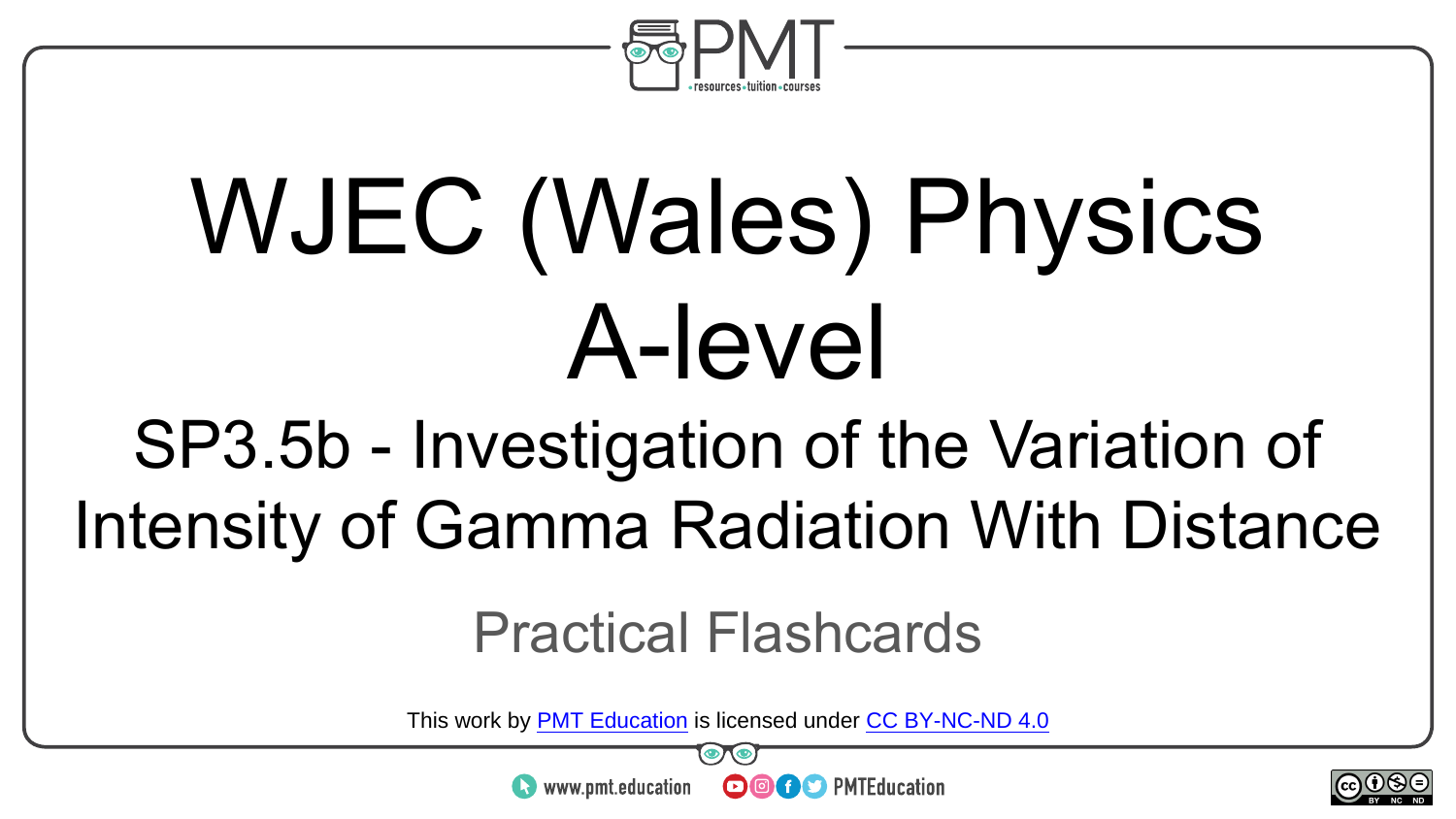# WJEC (Wales) Physics A-level

## SP3.5b - Investigation of the Variation of Intensity of Gamma Radiation With Distance

### Practical Flashcards

This work by PMT Education is licensed under CC BY-NC-ND 4.0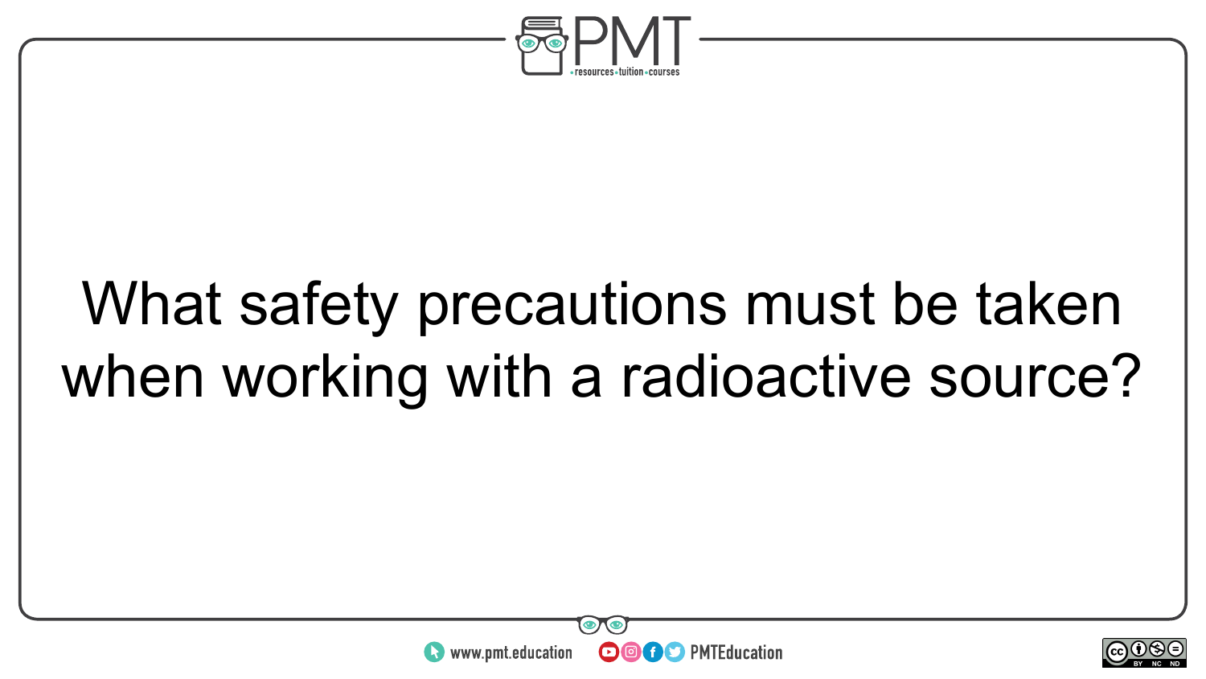What safety precautions must be taken when working with a radioactive source?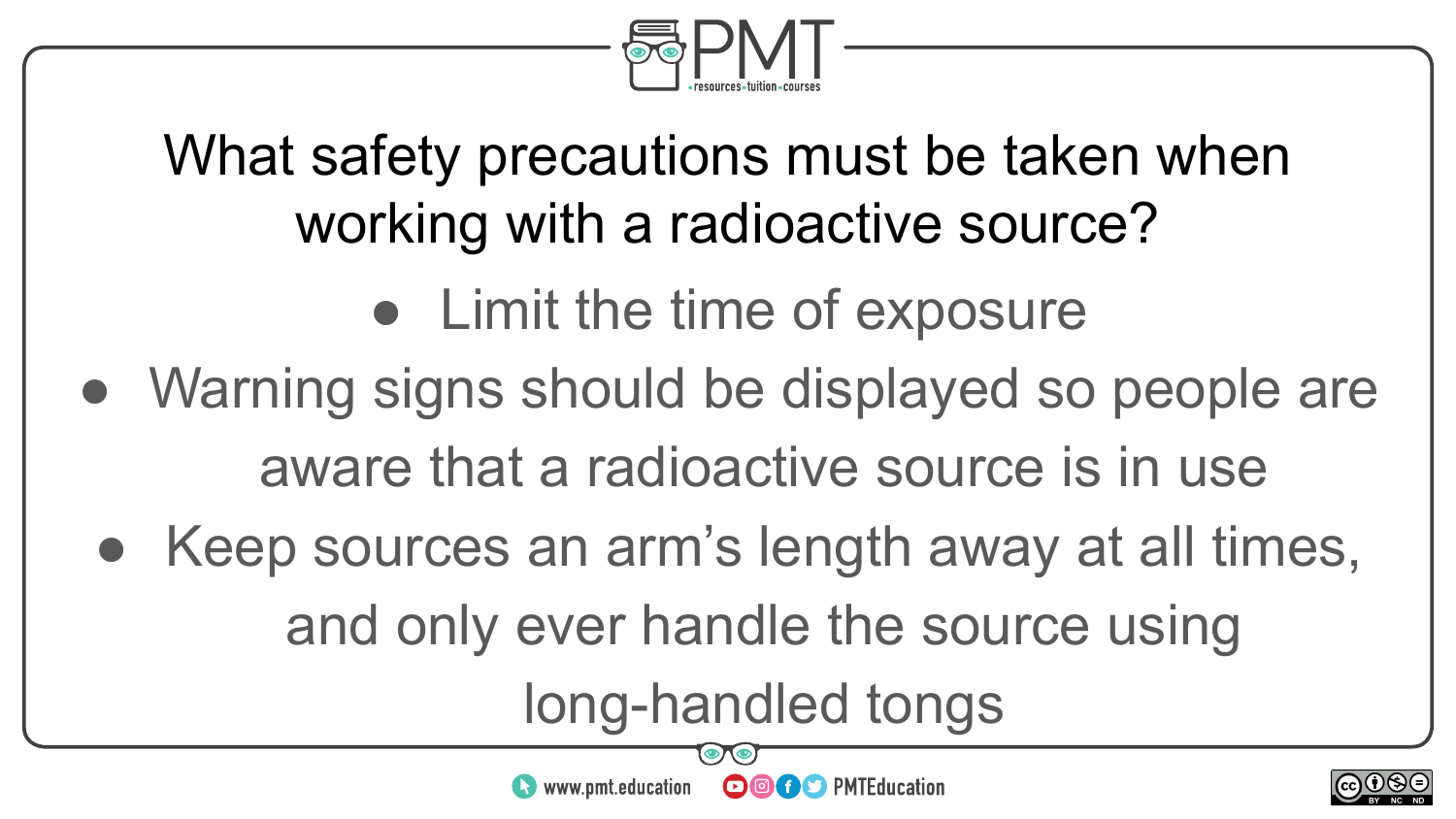## What safety precautions must be taken when working with a radioactive source?

- Limit the time of exposure
- Warning signs should be displayed so people are aware that a radioactive source is in use
- Keep sources an arm's length away at all times, and only ever handle the source using long-handled tongs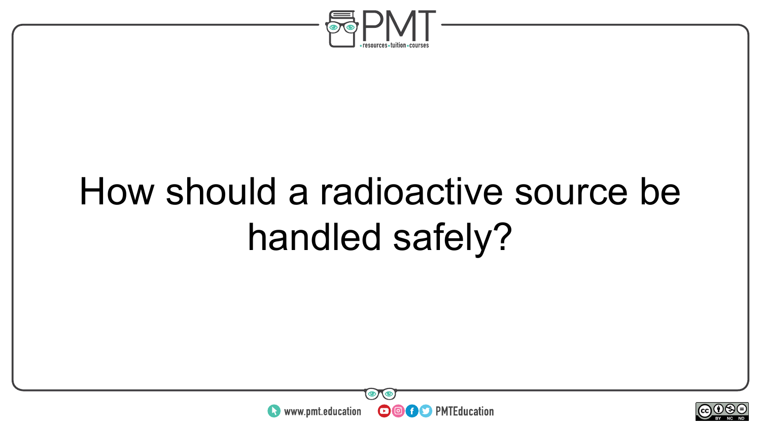How should a radioactive source be handled safely?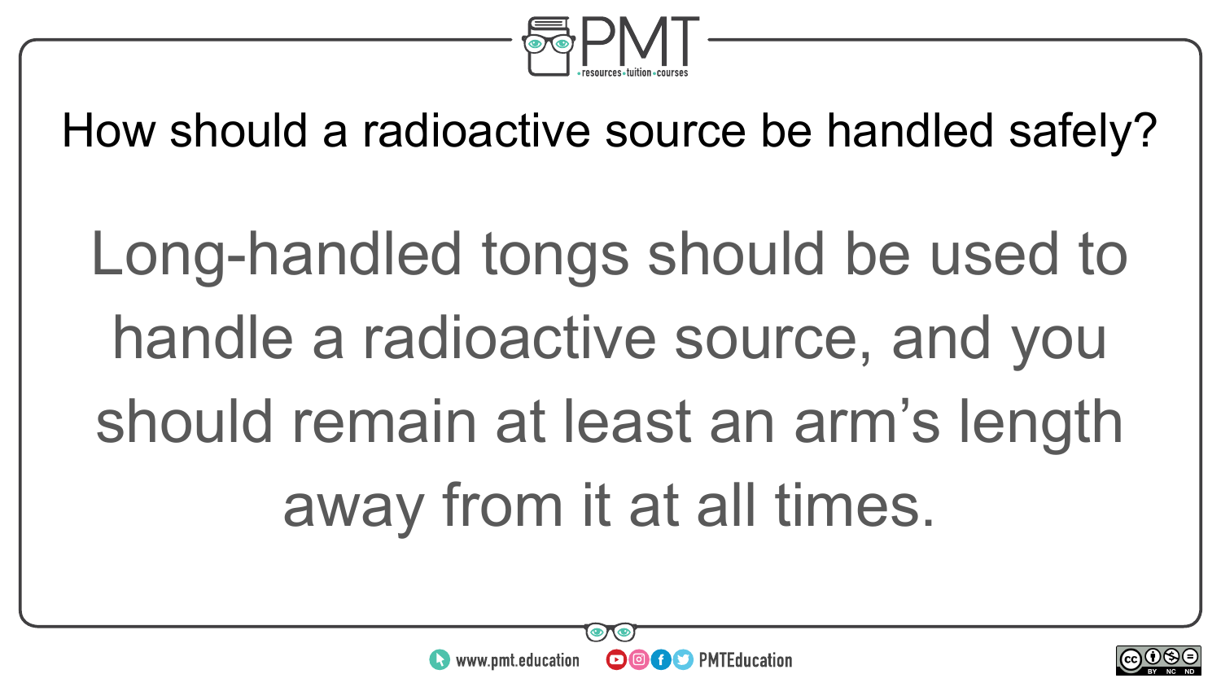How should a radioactive source be handled safely?

Long-handled tongs should be used to handle a radioactive source, and you should remain at least an arm's length away from it at all times.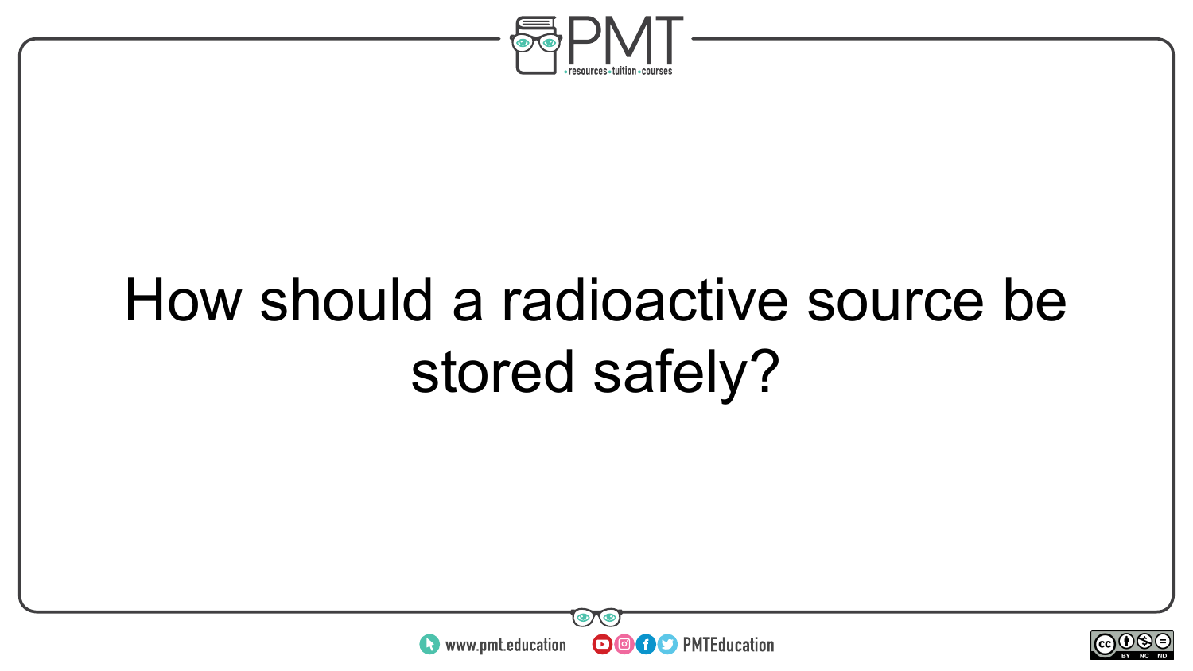How should a radioactive source be stored safely?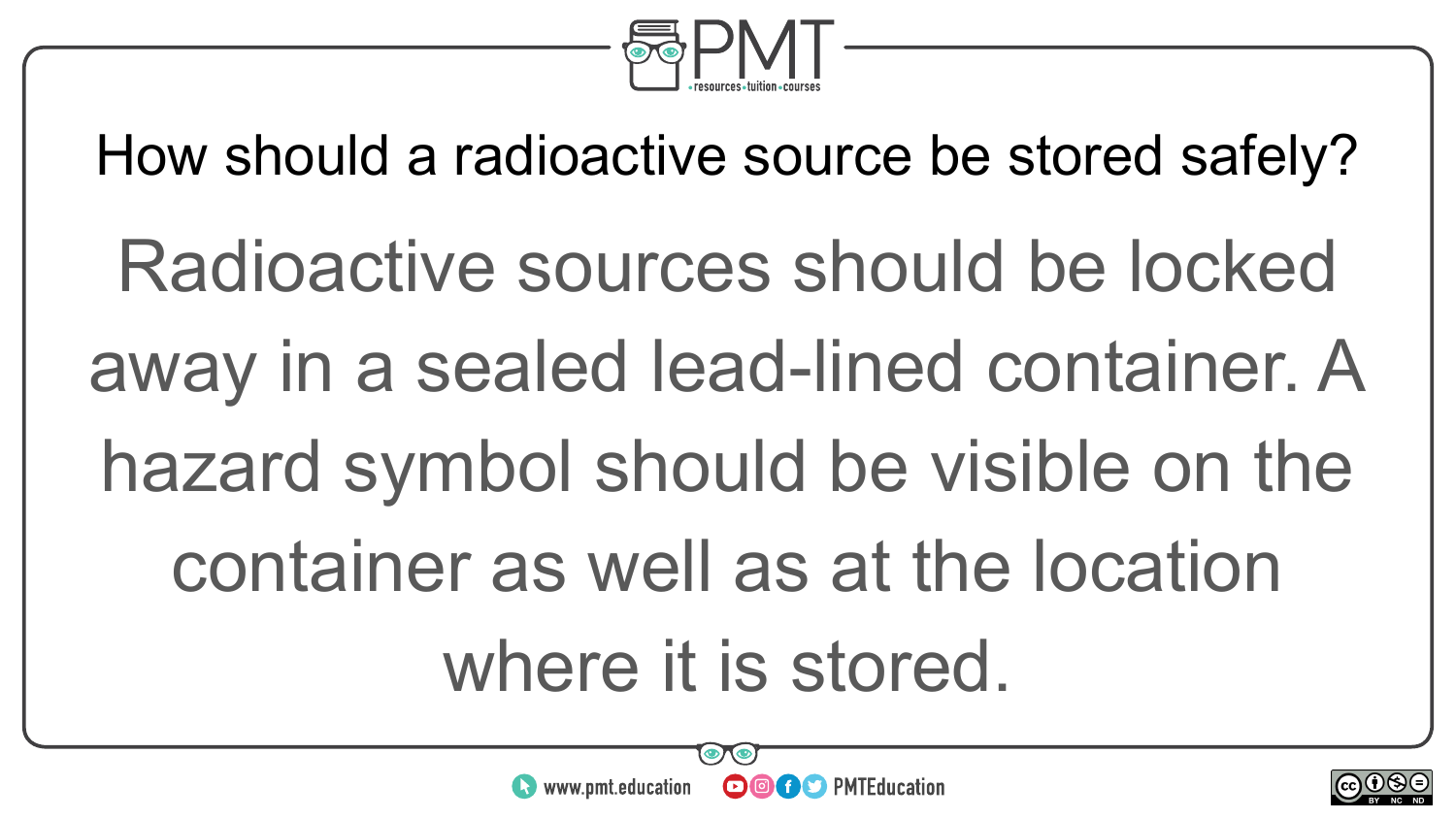How should a radioactive source be stored safely?

Radioactive sources should be locked away in a sealed lead-lined container. A hazard symbol should be visible on the container as well as at the location where it is stored.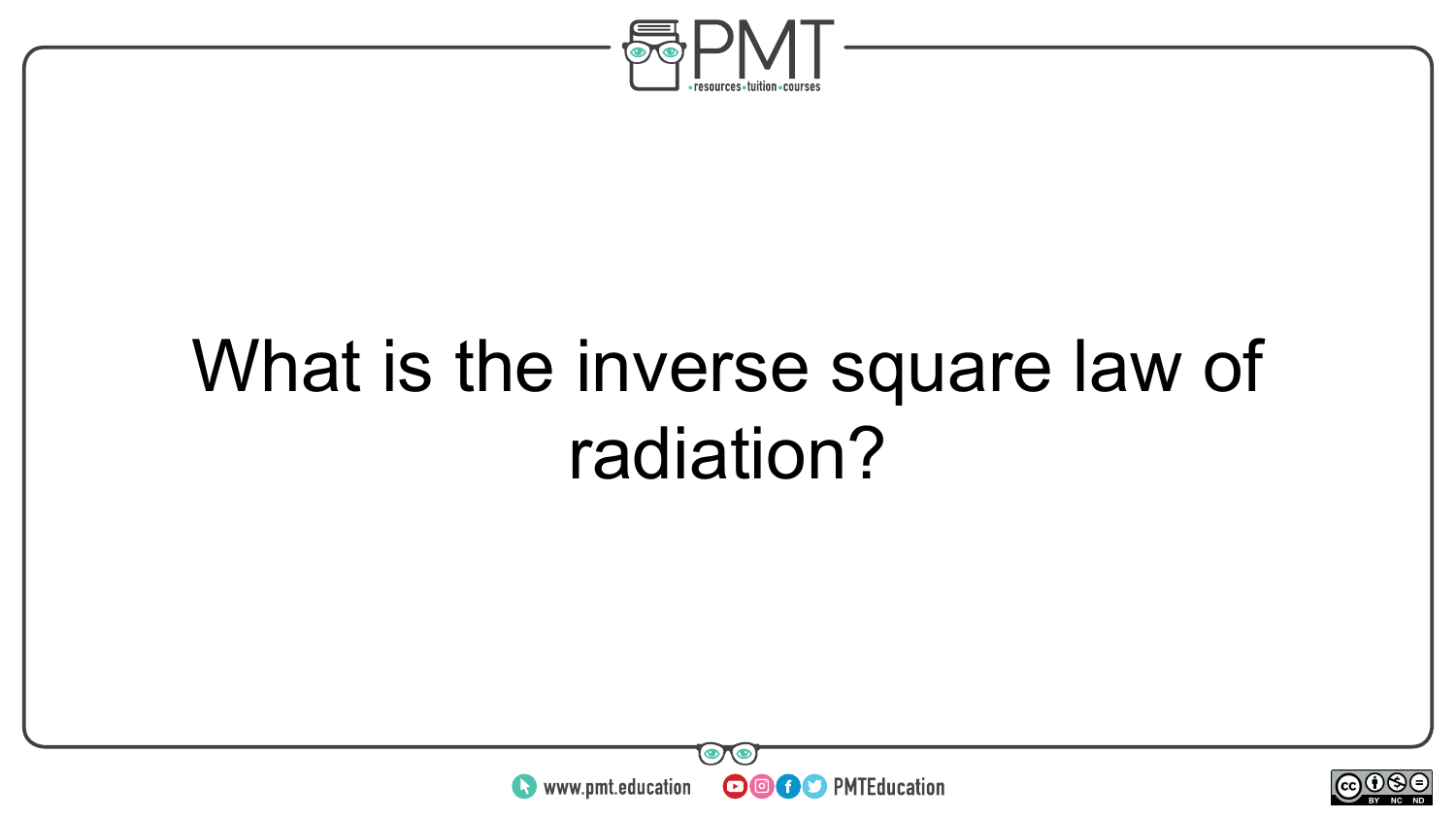What is the inverse square law of radiation?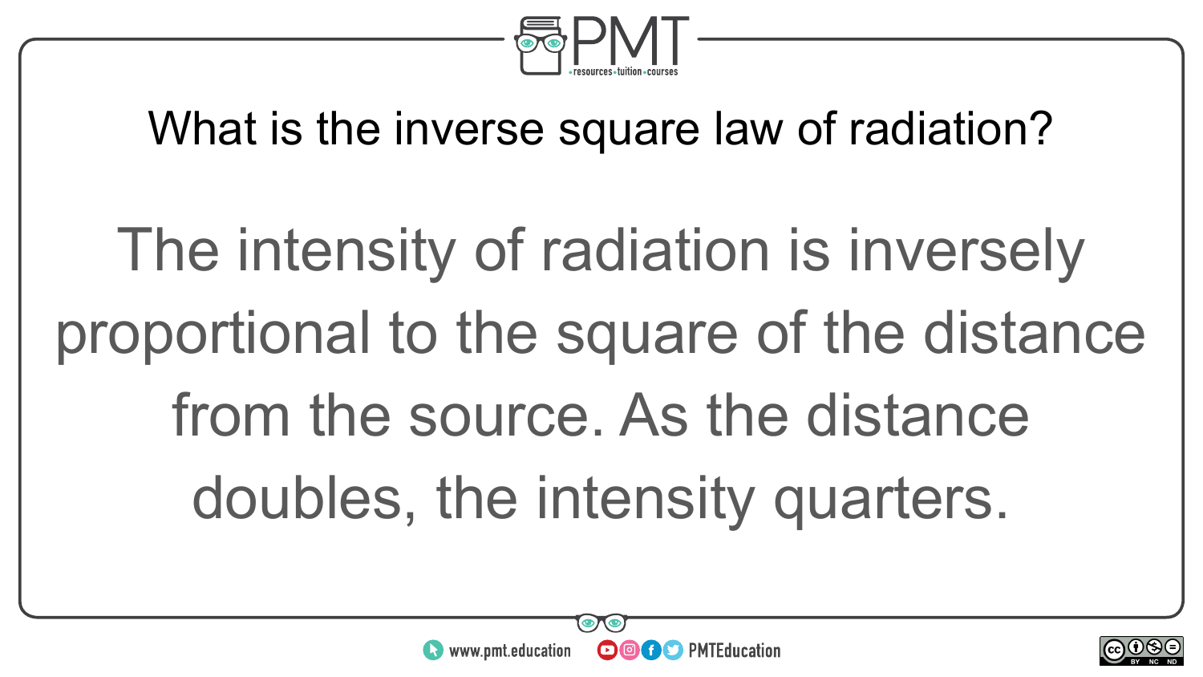What is the inverse square law of radiation?

The intensity of radiation is inversely proportional to the square of the distance from the source. As the distance doubles, the intensity quarters.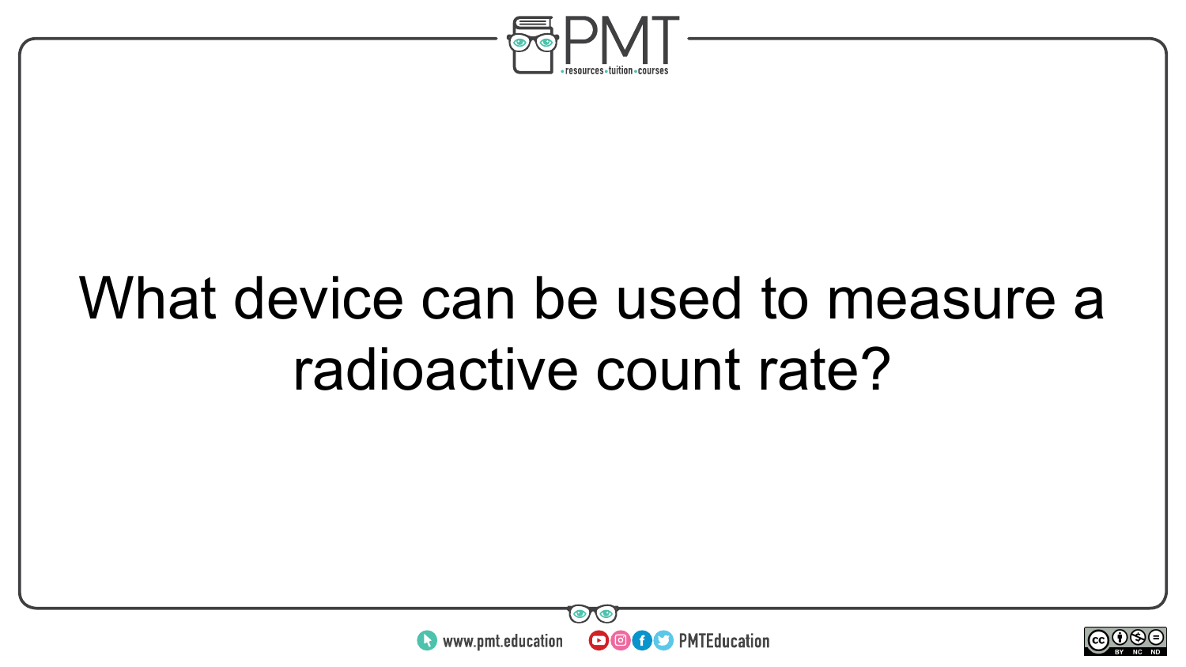What device can be used to measure a radioactive count rate?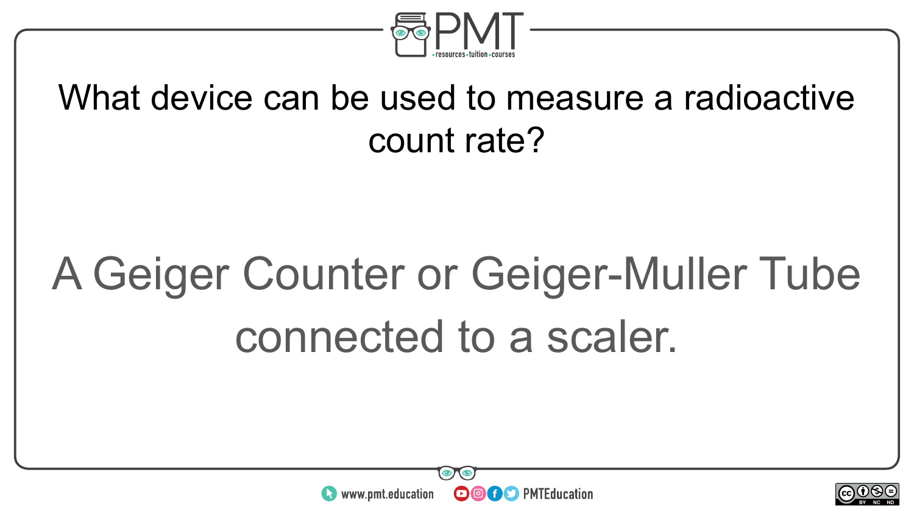What device can be used to measure a radioactive count rate?

A Geiger Counter or Geiger-Muller Tube connected to a scaler.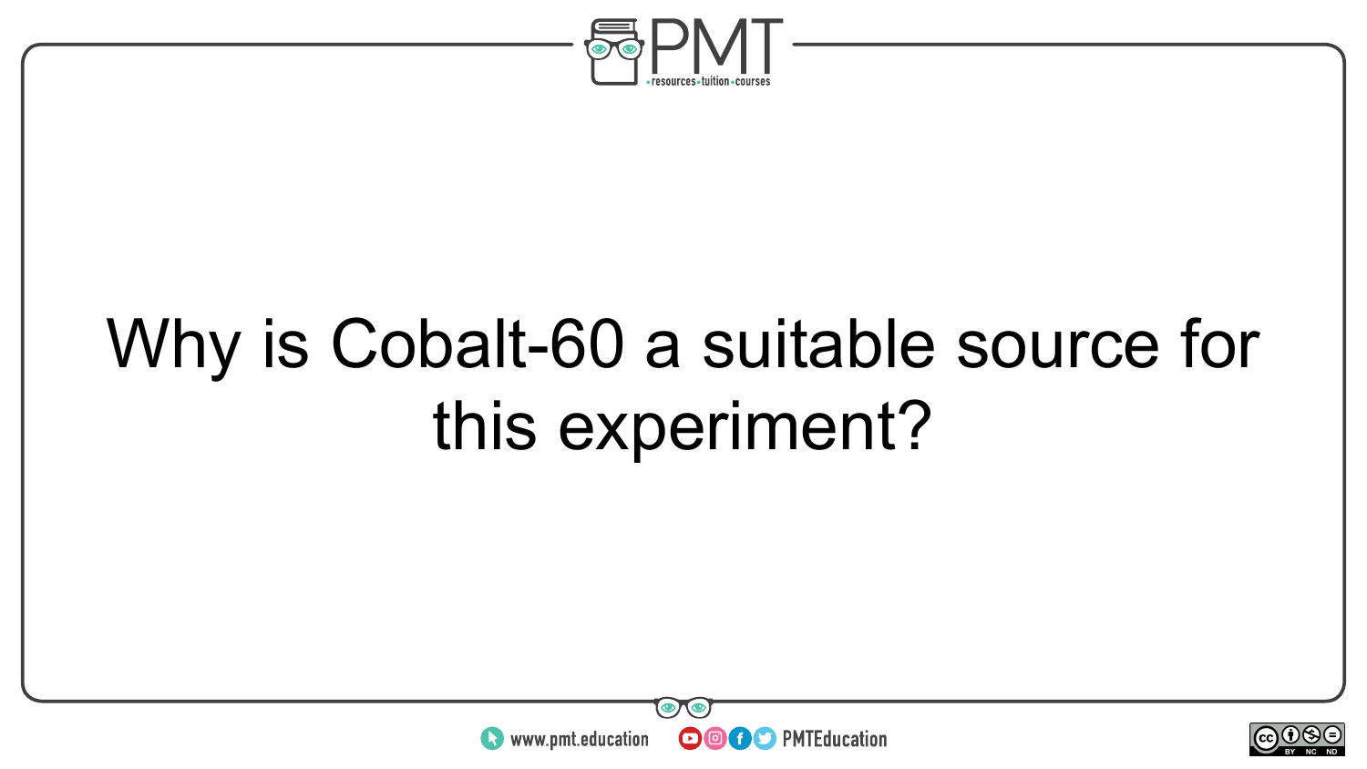Why is Cobalt-60 a suitable source for this experiment?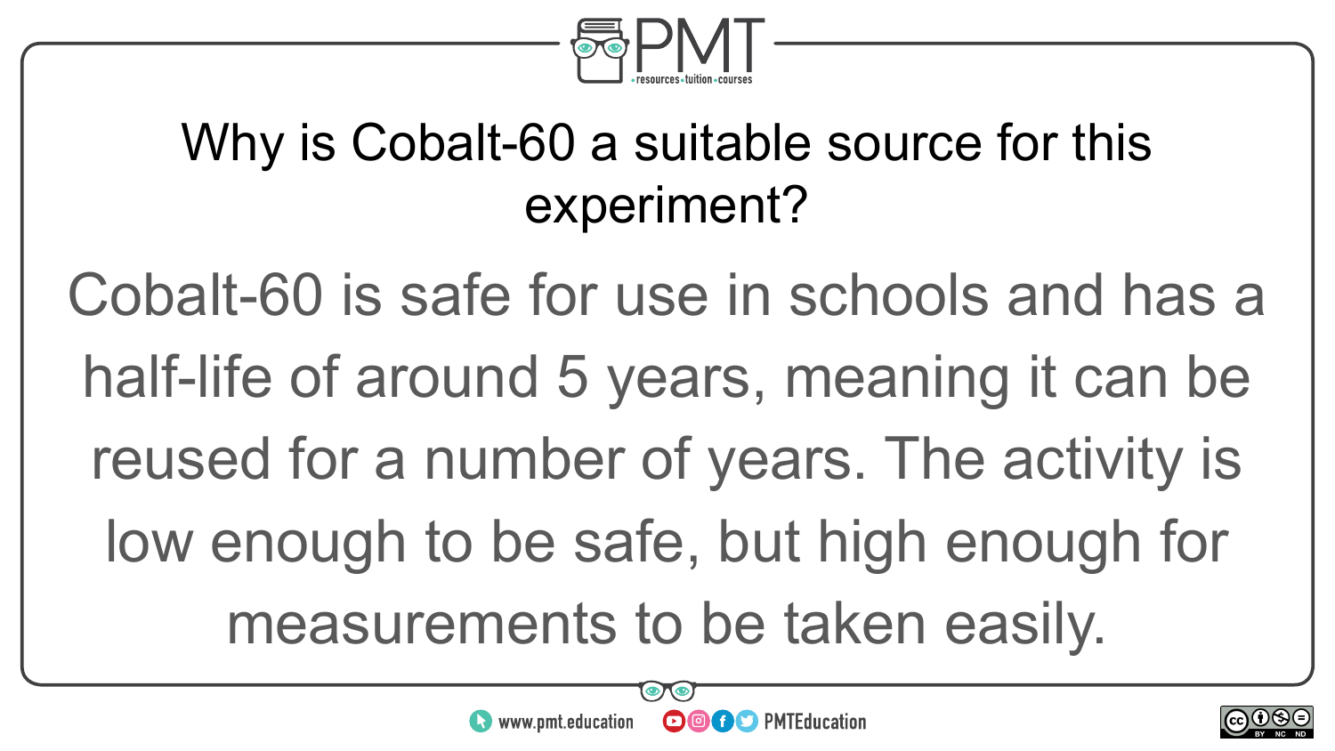## Why is Cobalt-60 a suitable source for this experiment?

Cobalt-60 is safe for use in schools and has a half-life of around 5 years, meaning it can be reused for a number of years. The activity is low enough to be safe, but high enough for measurements to be taken easily.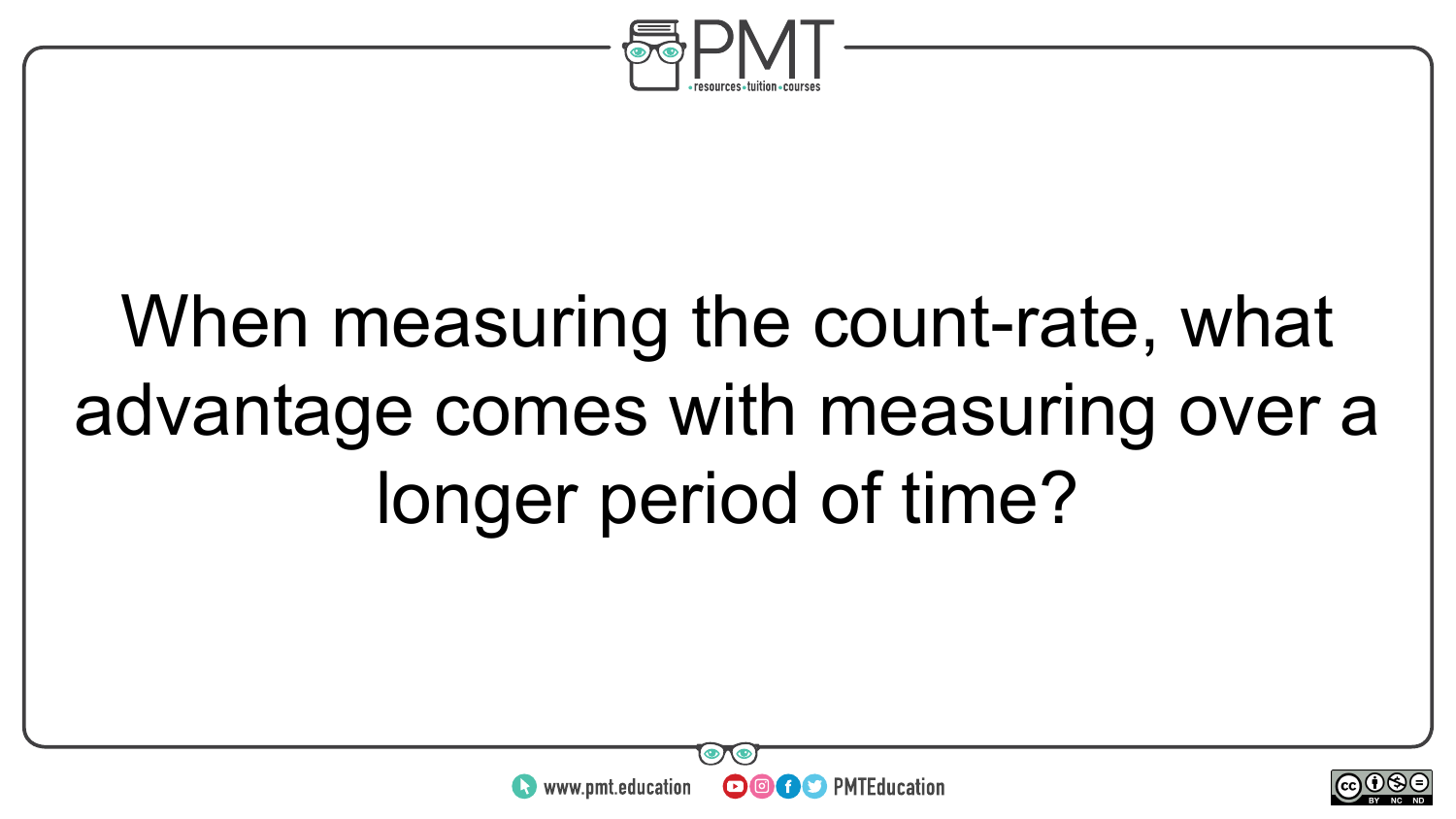When measuring the count-rate, what advantage comes with measuring over a longer period of time?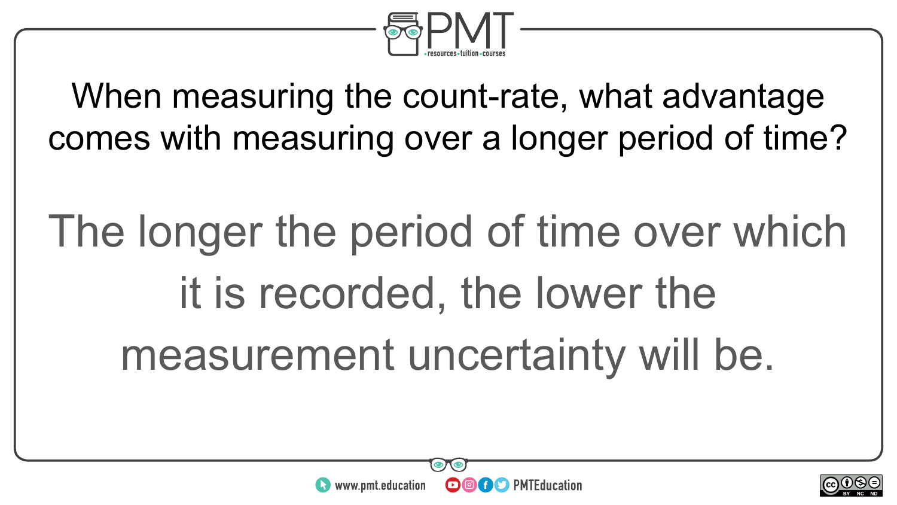When measuring the count-rate, what advantage comes with measuring over a longer period of time?

The longer the period of time over which it is recorded, the lower the measurement uncertainty will be.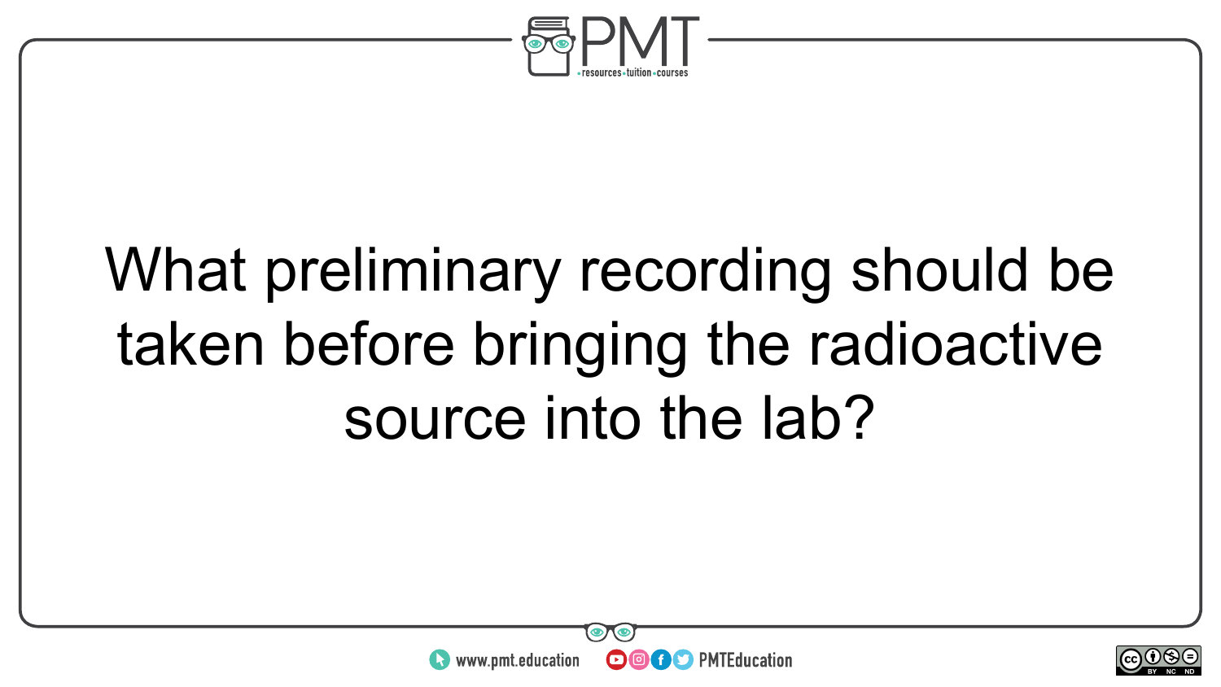What preliminary recording should be taken before bringing the radioactive source into the lab?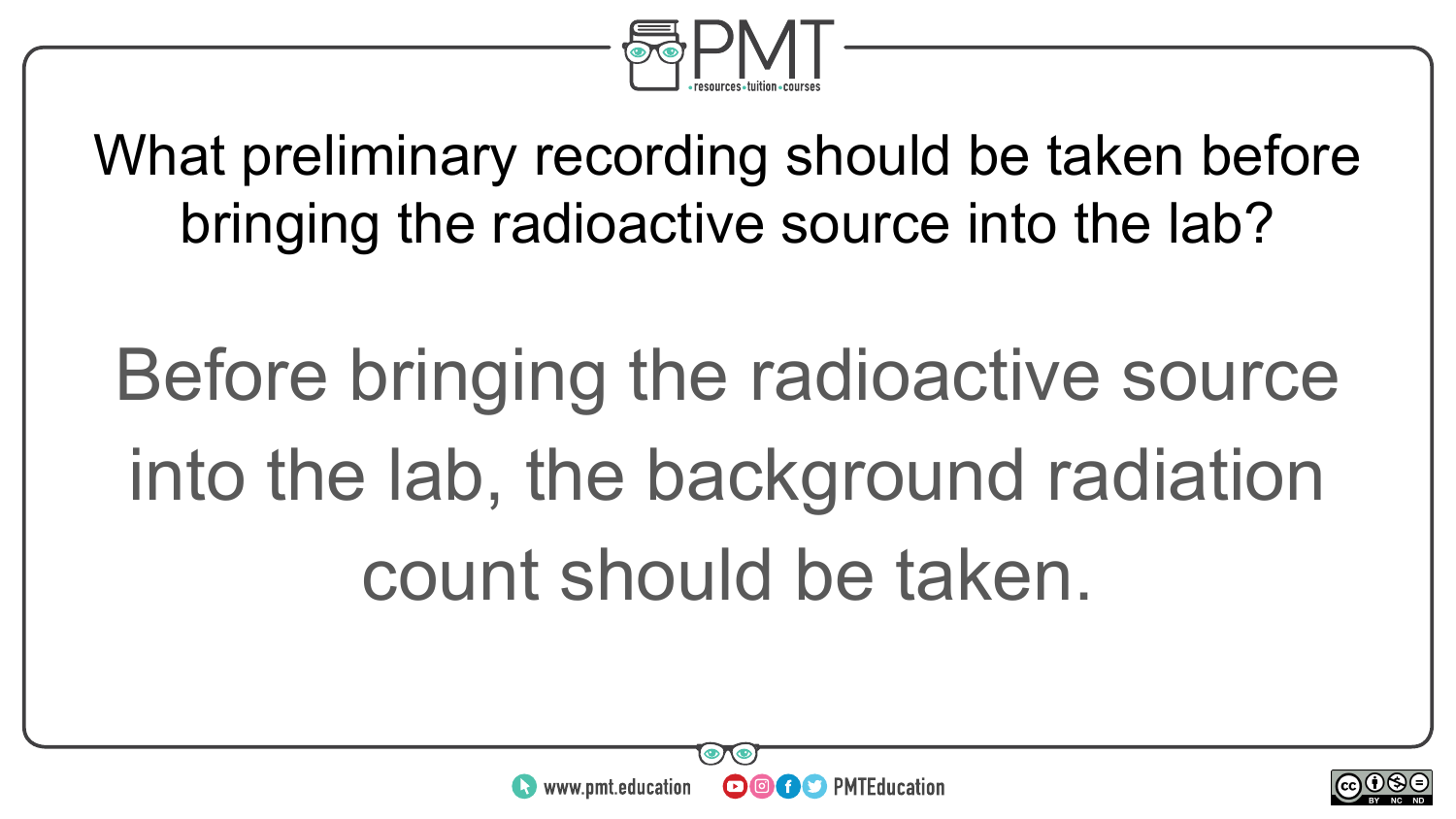What preliminary recording should be taken before bringing the radioactive source into the lab?

Before bringing the radioactive source into the lab, the background radiation count should be taken.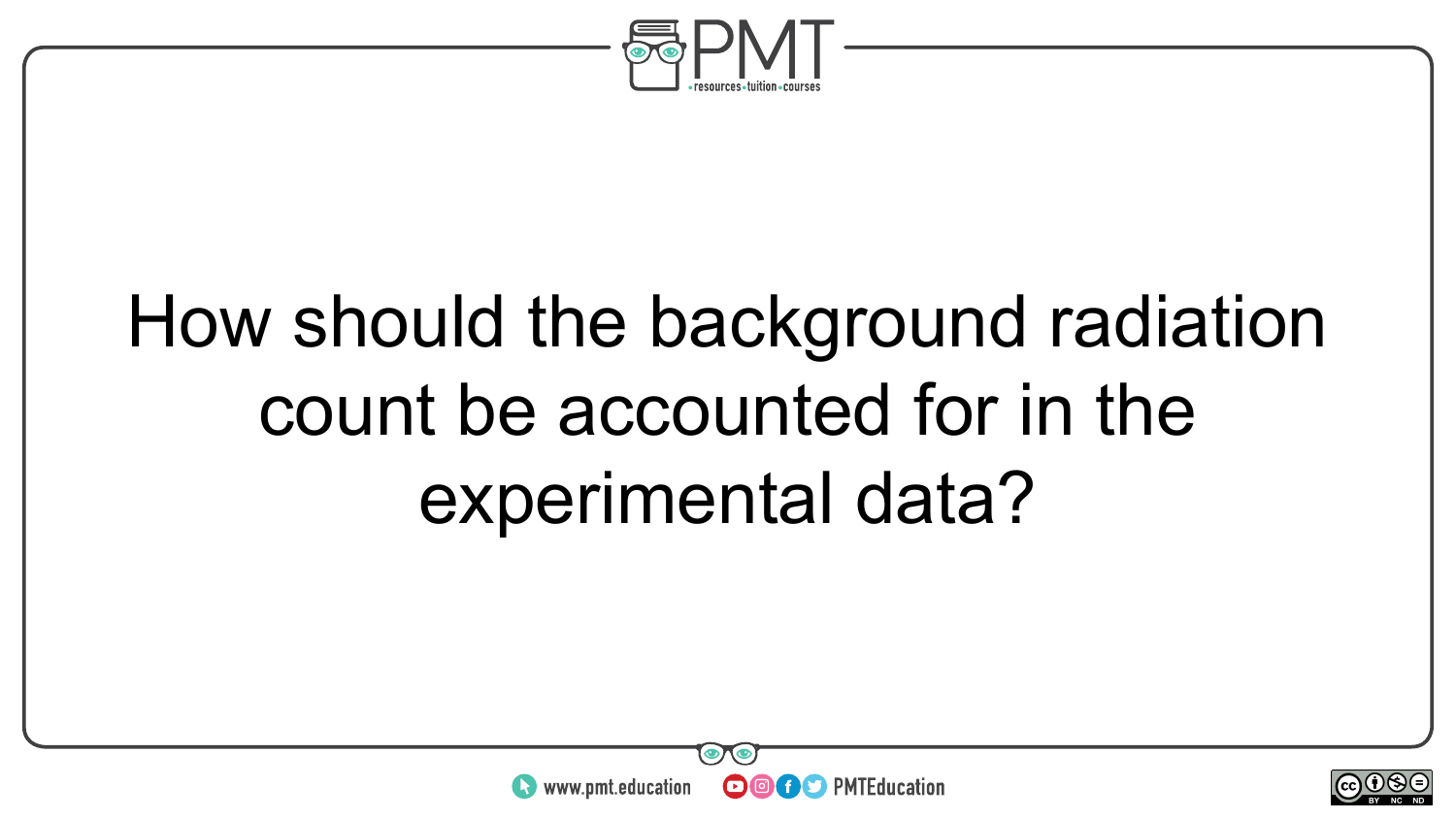How should the background radiation count be accounted for in the experimental data?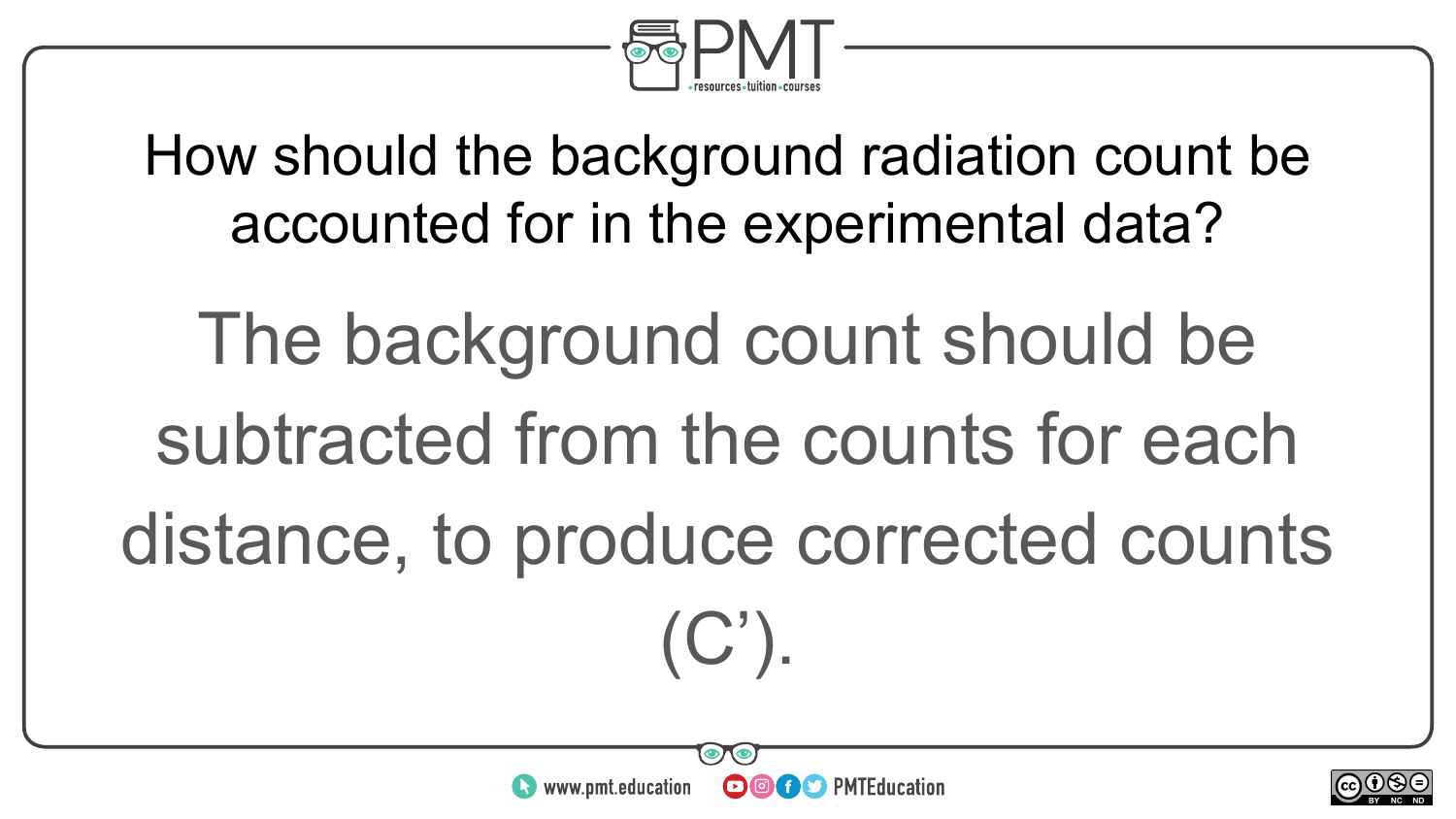How should the background radiation count be accounted for in the experimental data?

The background count should be subtracted from the counts for each distance, to produce corrected counts (C’).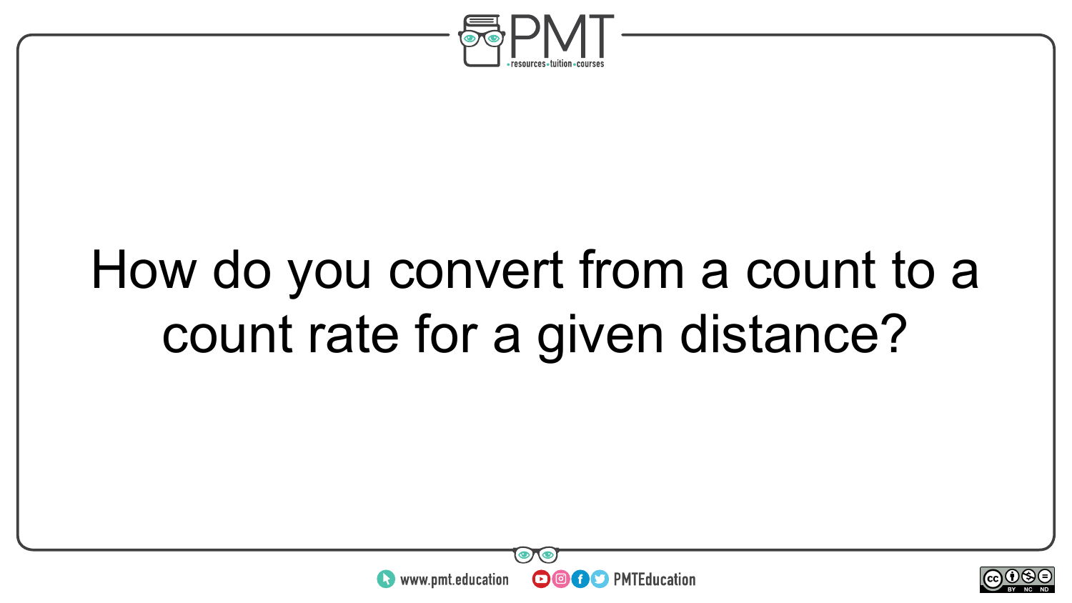How do you convert from a count to a count rate for a given distance?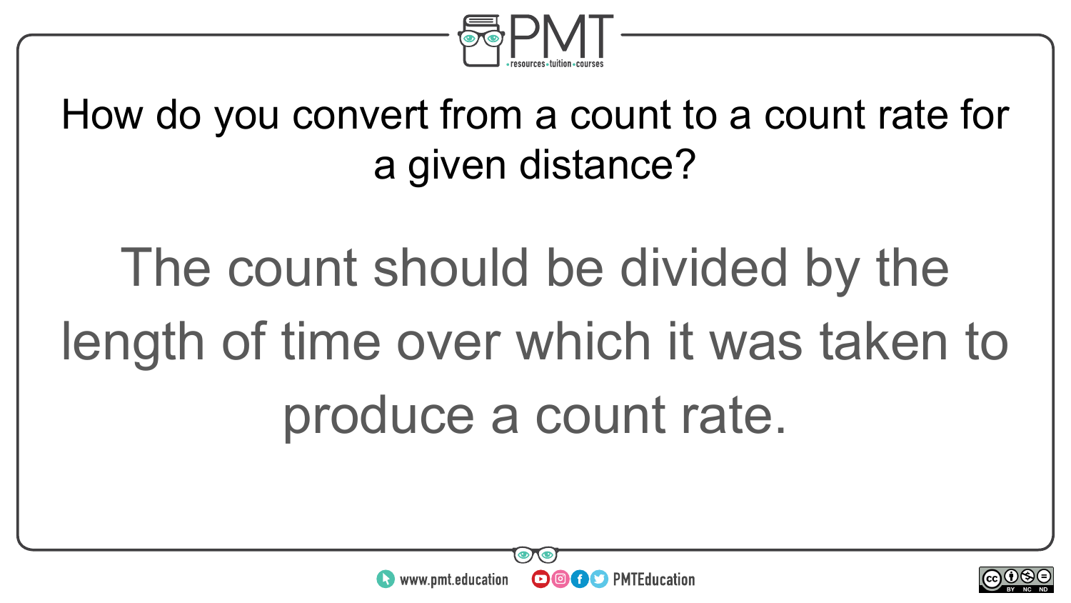How do you convert from a count to a count rate for a given distance?

The count should be divided by the length of time over which it was taken to produce a count rate.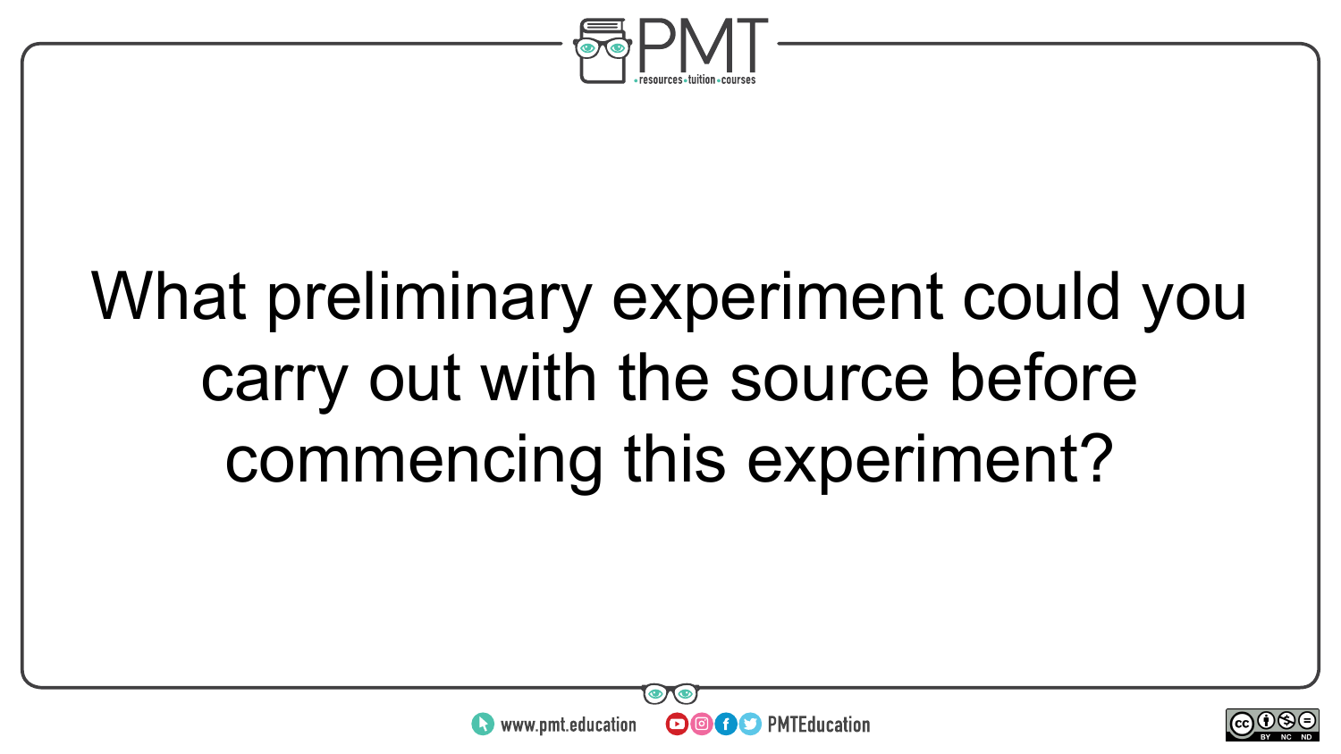What preliminary experiment could you carry out with the source before commencing this experiment?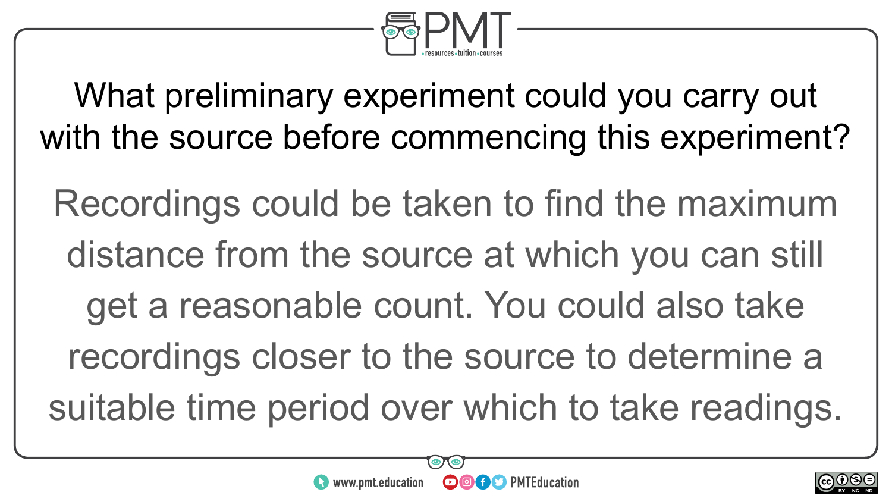**What preliminary experiment could you carry out with the source before commencing this experiment?**

Recordings could be taken to find the maximum distance from the source at which you can still get a reasonable count. You could also take recordings closer to the source to determine a suitable time period over which to take readings.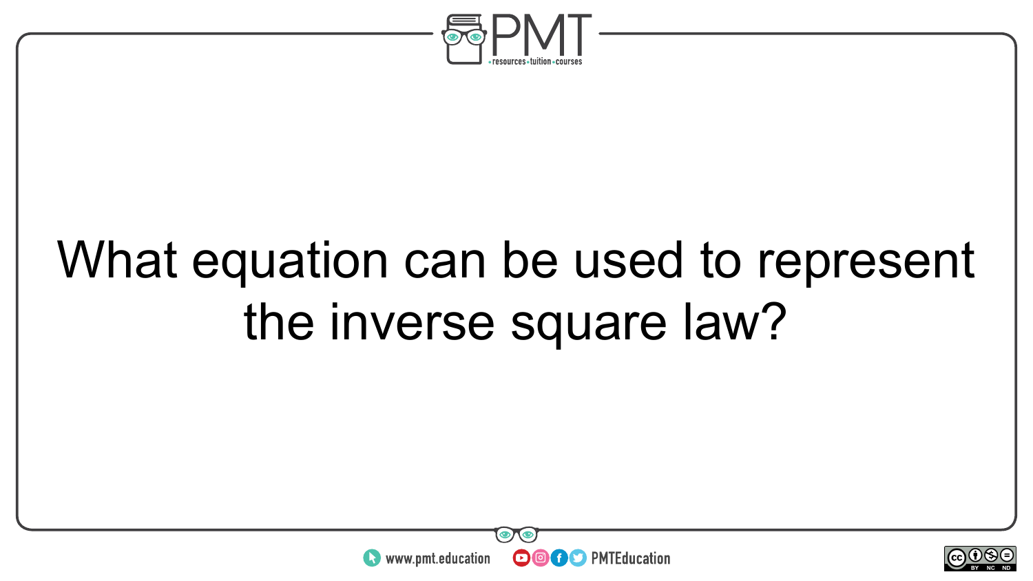What equation can be used to represent the inverse square law?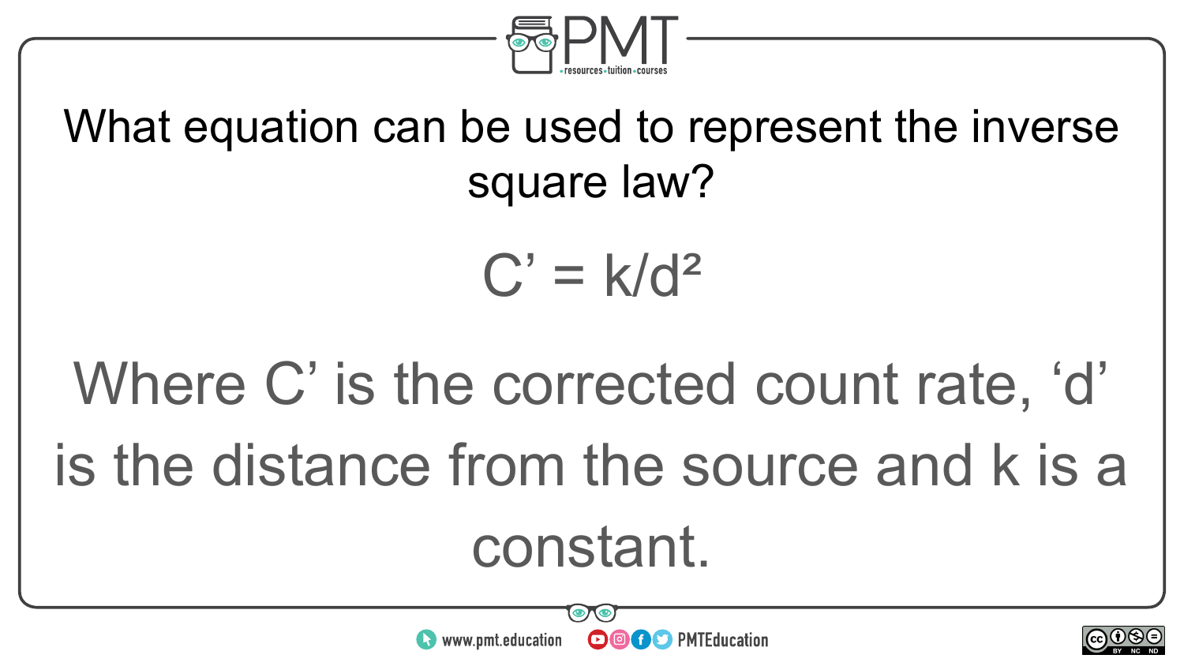What equation can be used to represent the inverse square law?

$$C' = k/d^2$$

Where $C'$ is the corrected count rate, 'd' is the distance from the source and k is a constant.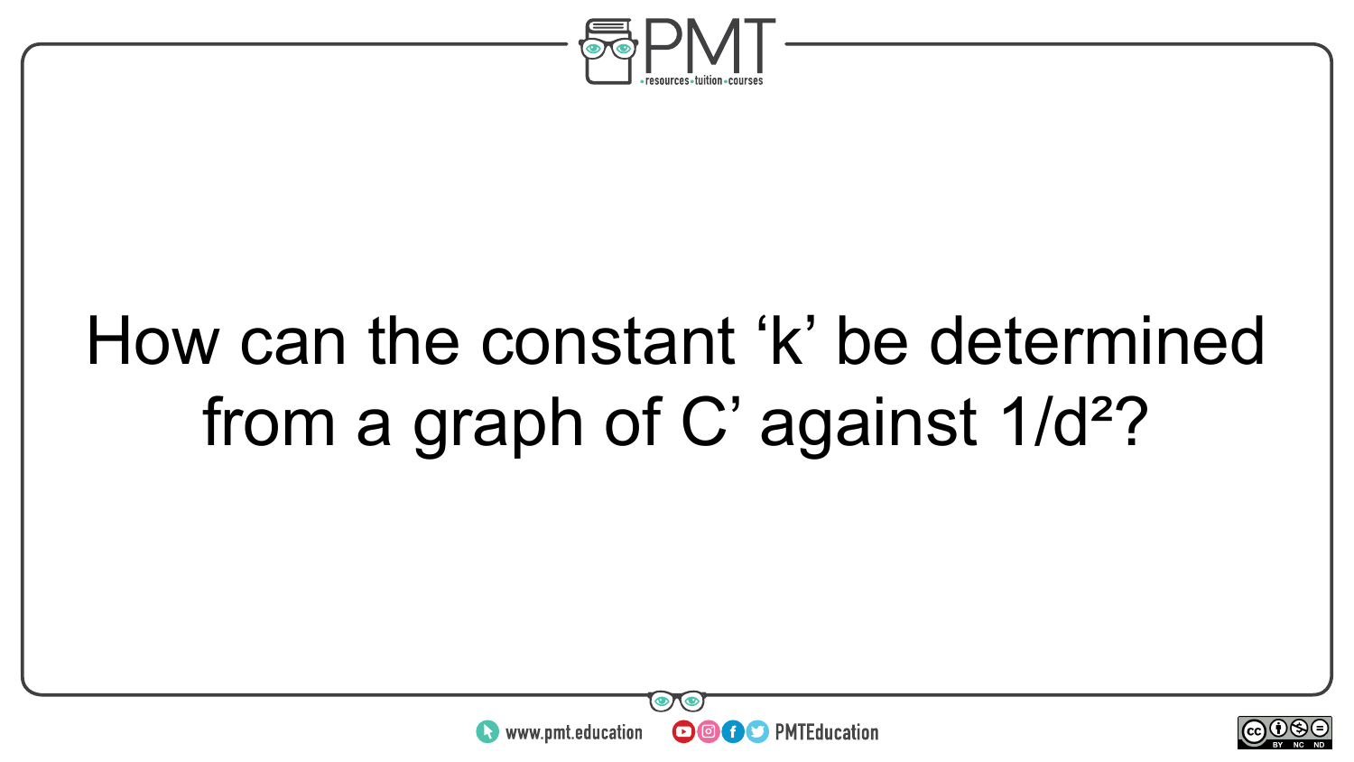How can the constant ‘k’ be determined from a graph of C’ against $1/d^2$?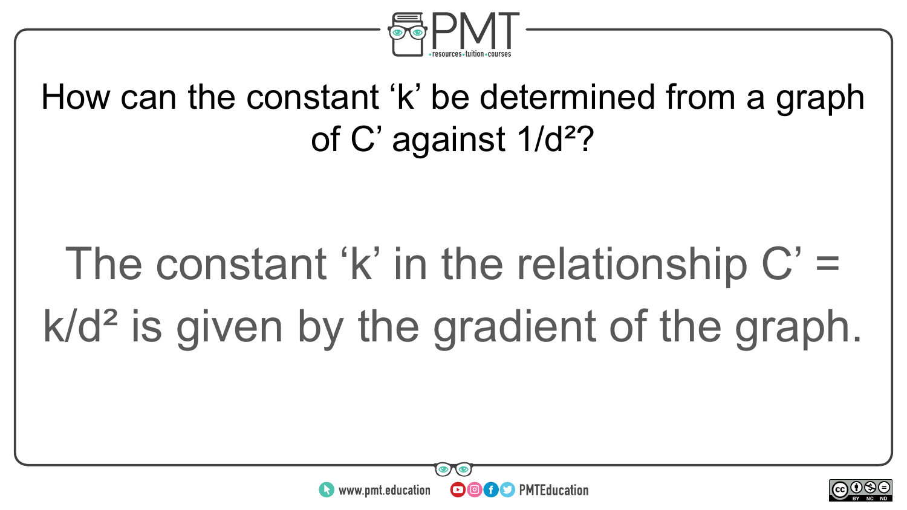How can the constant ‘k’ be determined from a graph of C’ against $1/d^2$?

The constant ‘k’ in the relationship $C' = k/d^2$ is given by the gradient of the graph.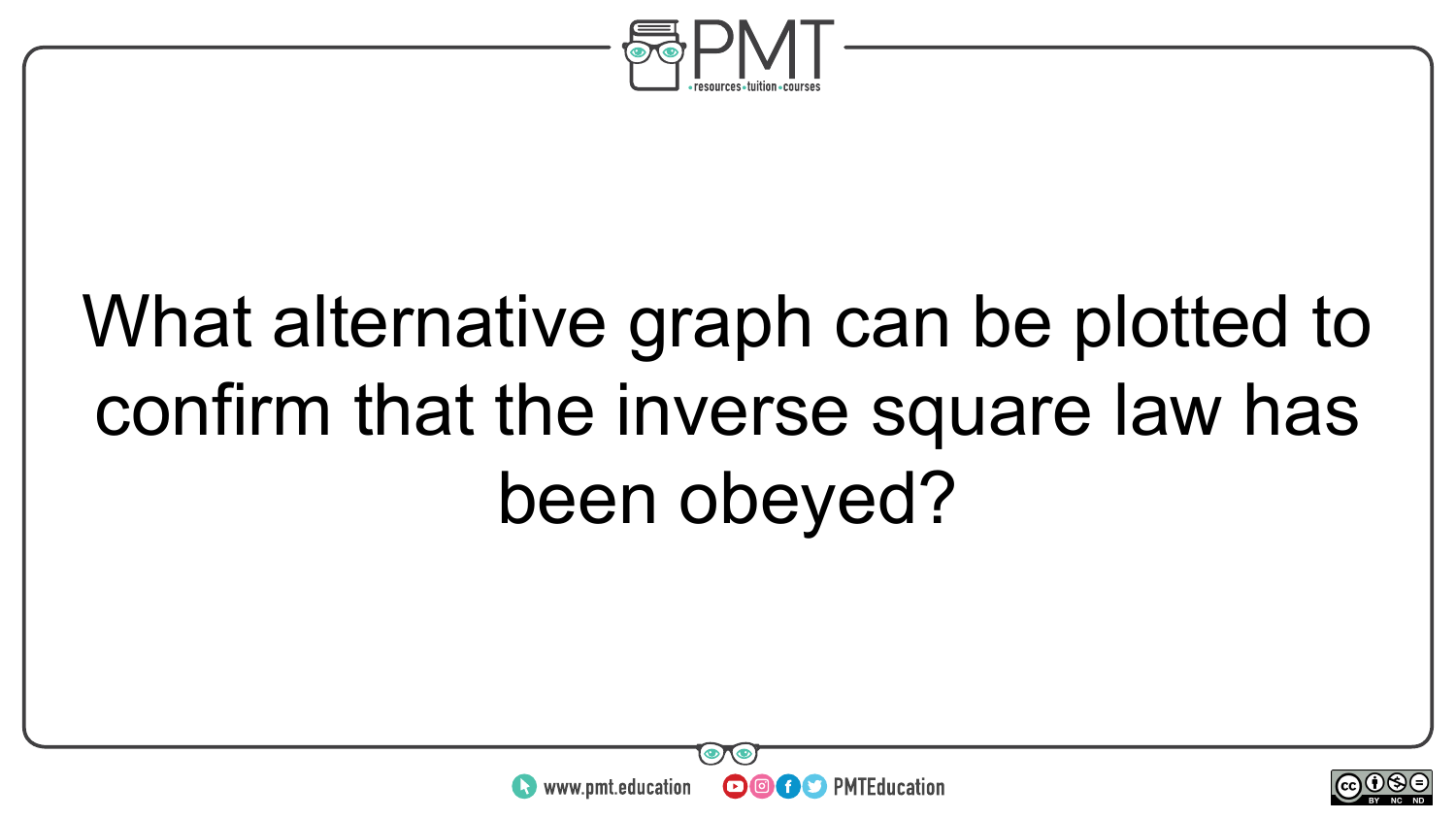What alternative graph can be plotted to confirm that the inverse square law has been obeyed?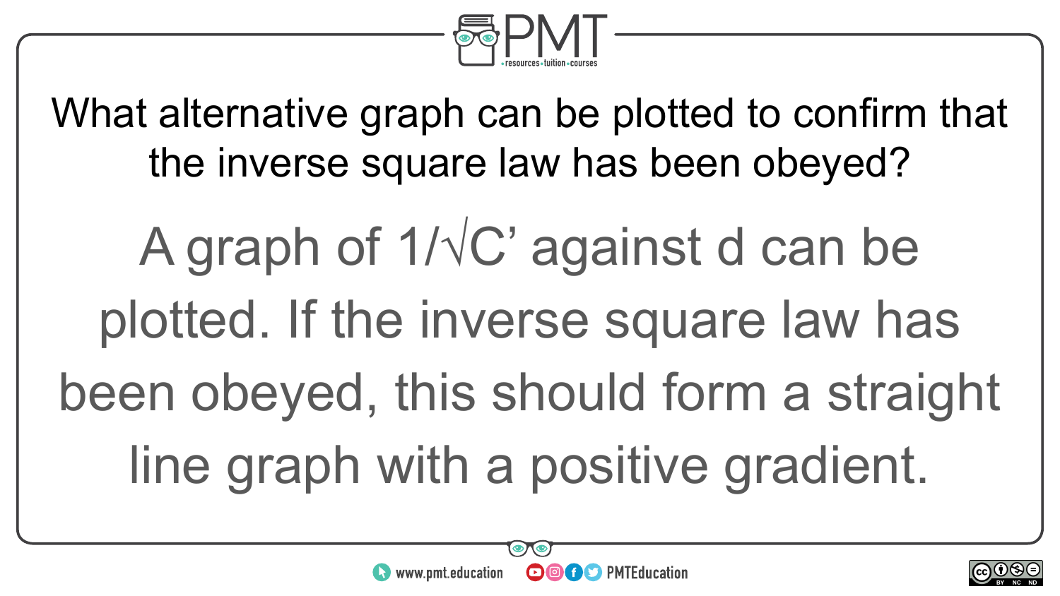What alternative graph can be plotted to confirm that the inverse square law has been obeyed?

A graph of $1/\sqrt{C'}$ against d can be plotted. If the inverse square law has been obeyed, this should form a straight line graph with a positive gradient.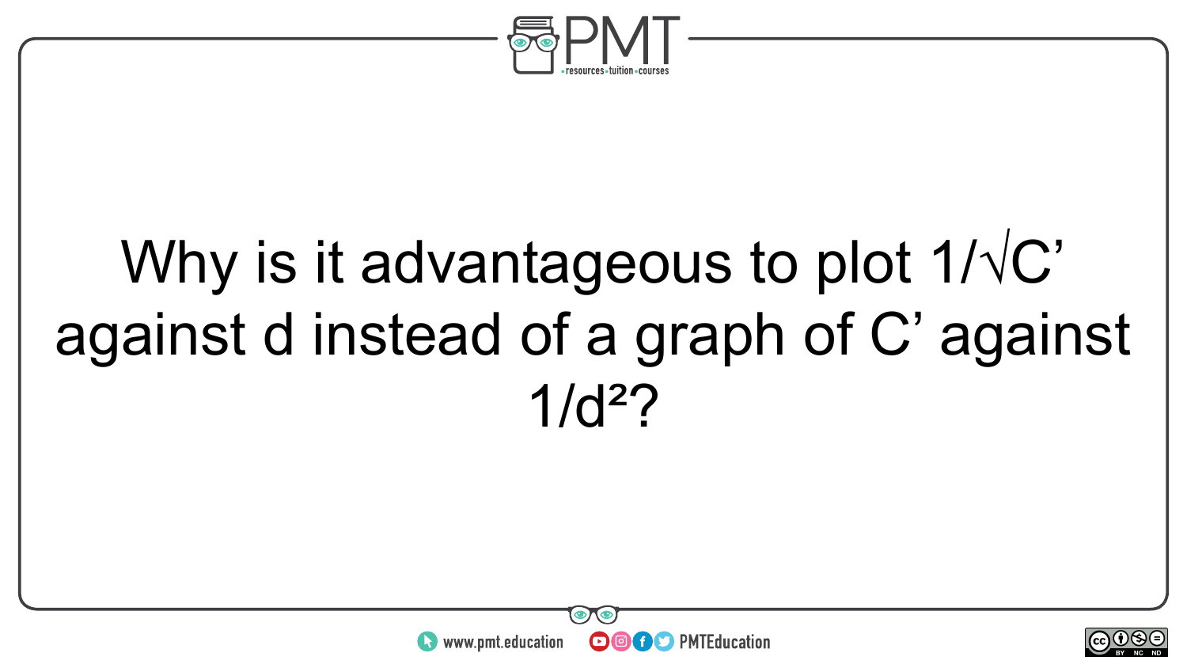Why is it advantageous to plot $1/\sqrt{C'}$ against $d$ instead of a graph of $C'$ against $1/d^2$?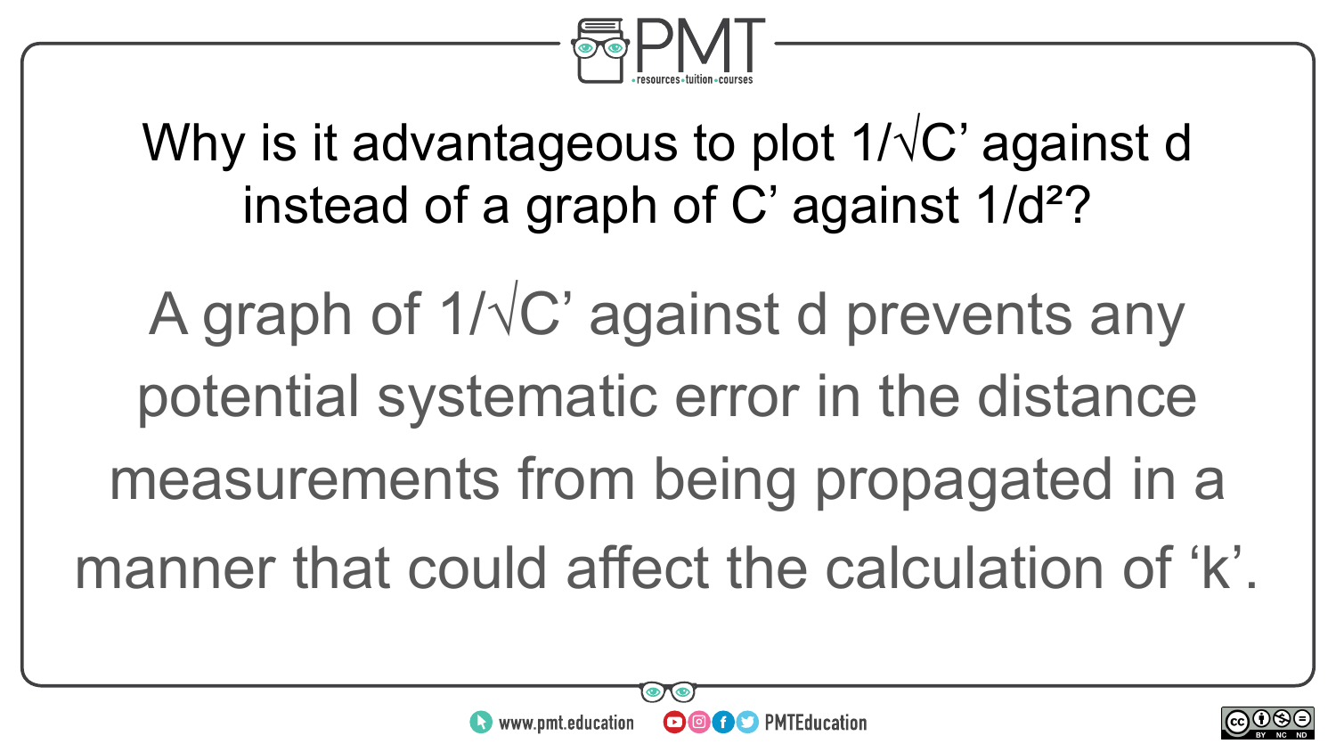Why is it advantageous to plot $1/\sqrt{C'}$ against d instead of a graph of C' against $1/d^2$?

A graph of $1/\sqrt{C'}$ against d prevents any potential systematic error in the distance measurements from being propagated in a manner that could affect the calculation of 'k'.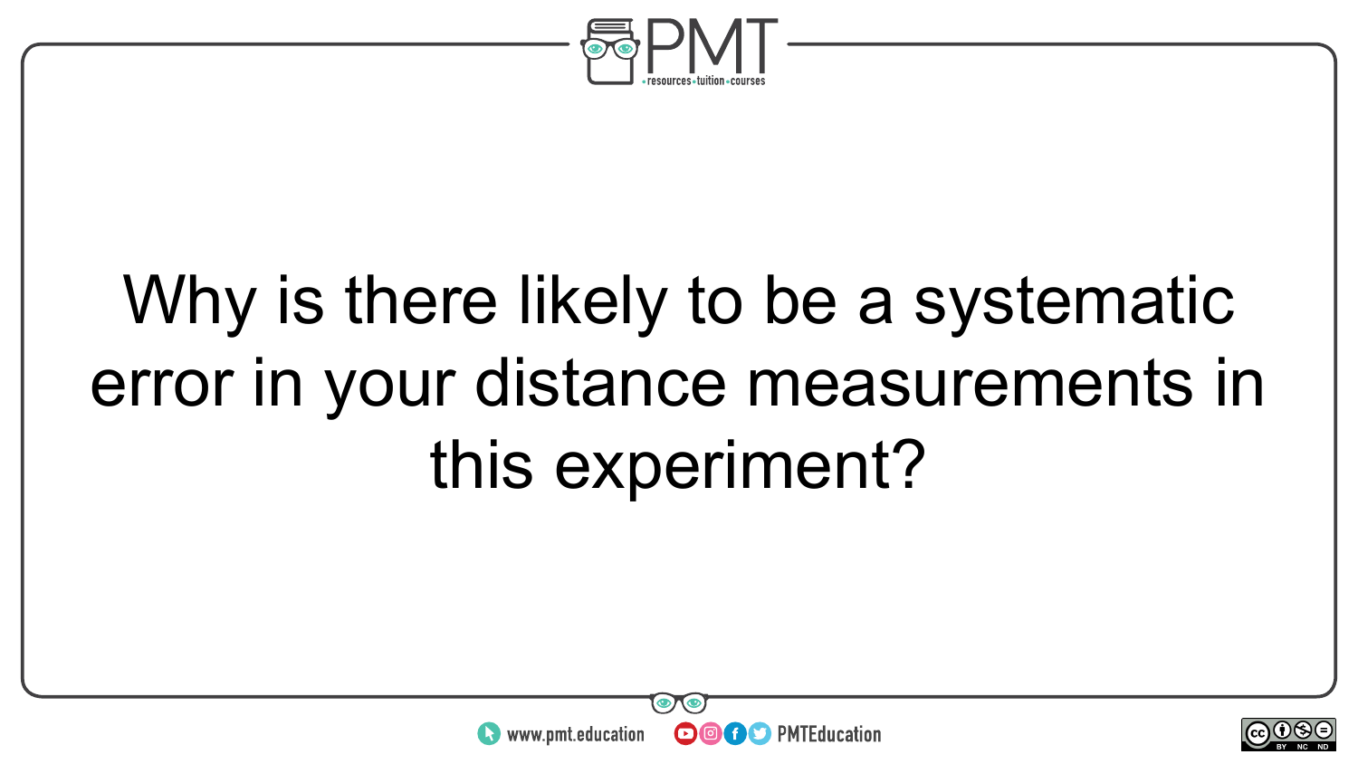Why is there likely to be a systematic error in your distance measurements in this experiment?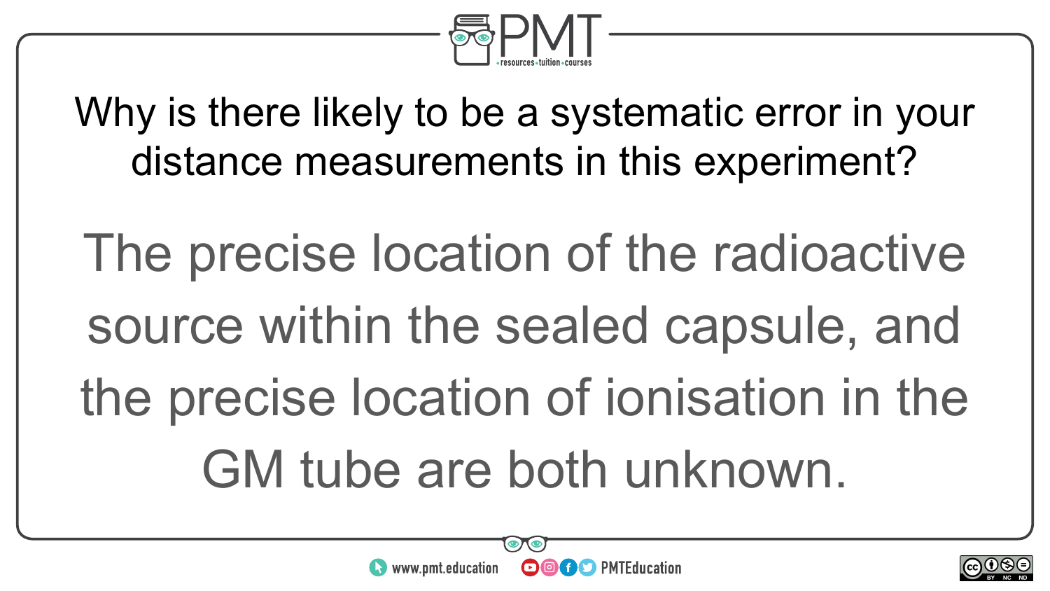Why is there likely to be a systematic error in your distance measurements in this experiment?

The precise location of the radioactive source within the sealed capsule, and the precise location of ionisation in the GM tube are both unknown.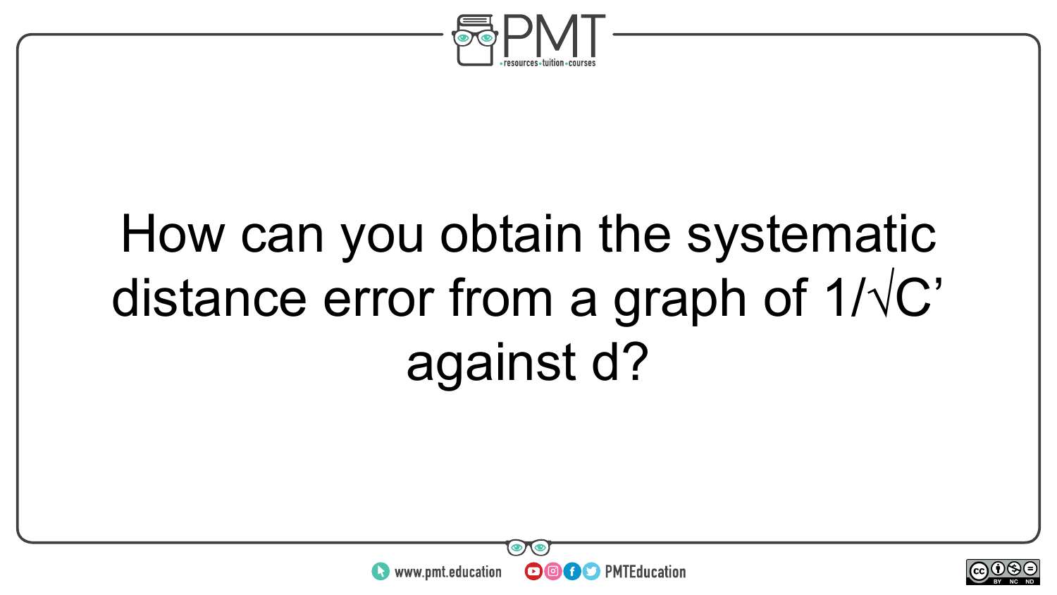How can you obtain the systematic distance error from a graph of $1/\sqrt{C'}$ against d?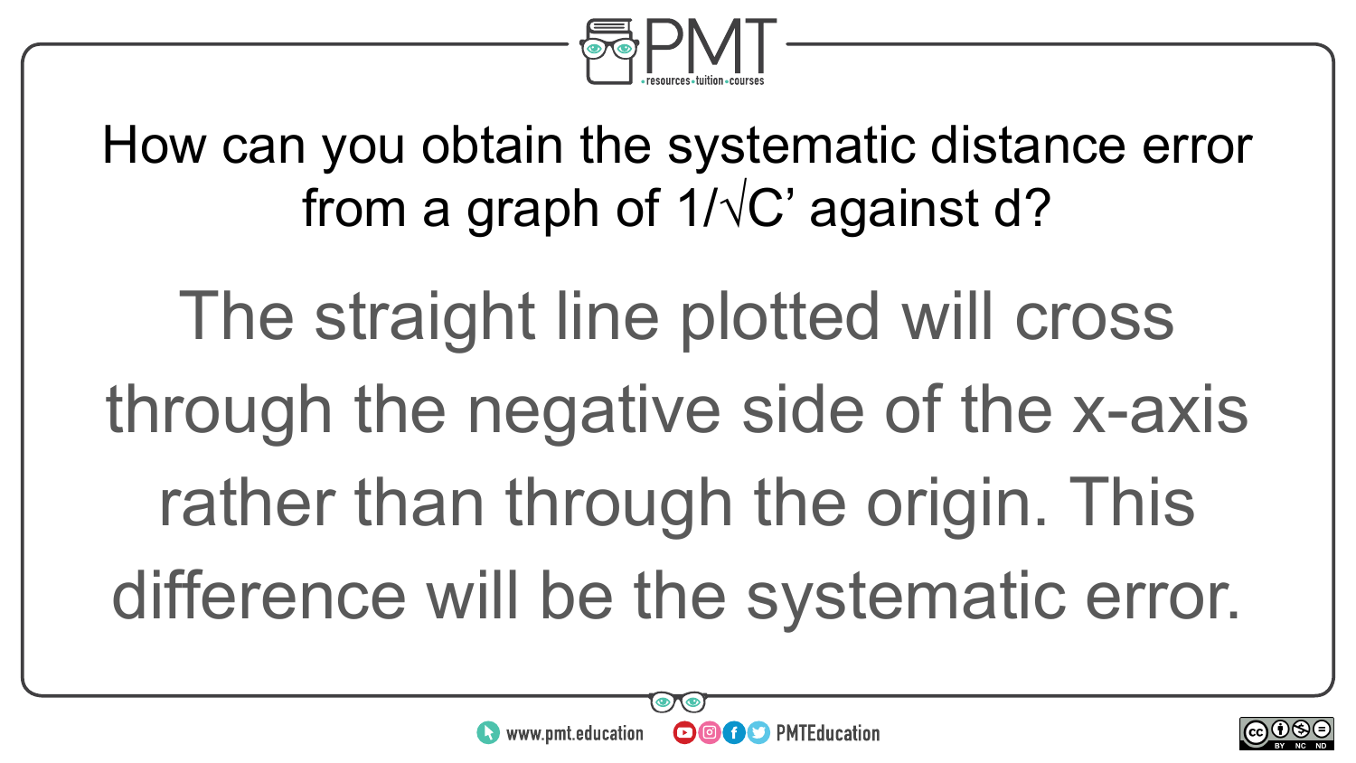How can you obtain the systematic distance error from a graph of $1/\sqrt{C'}$ against d?

The straight line plotted will cross through the negative side of the x-axis rather than through the origin. This difference will be the systematic error.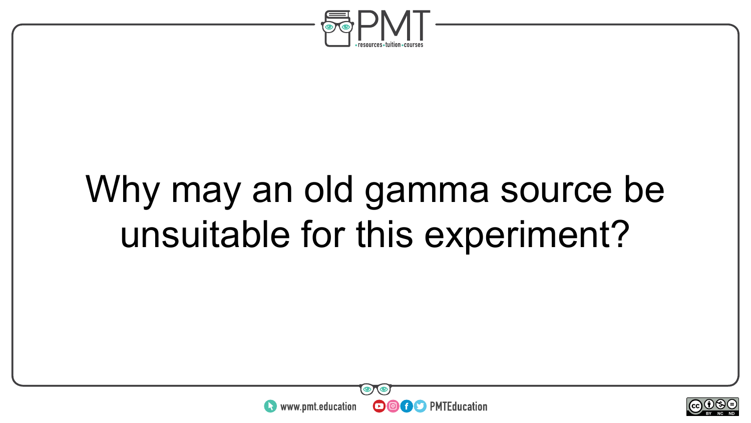Why may an old gamma source be unsuitable for this experiment?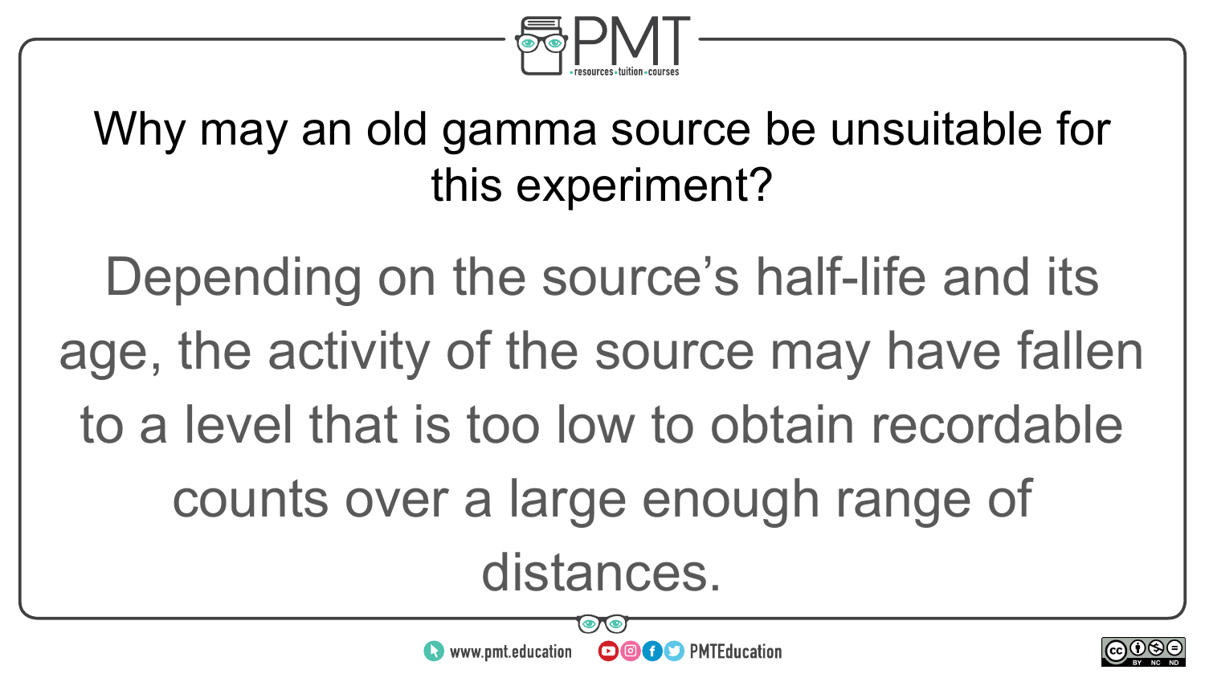Why may an old gamma source be unsuitable for this experiment?

Depending on the source's half-life and its age, the activity of the source may have fallen to a level that is too low to obtain recordable counts over a large enough range of distances.